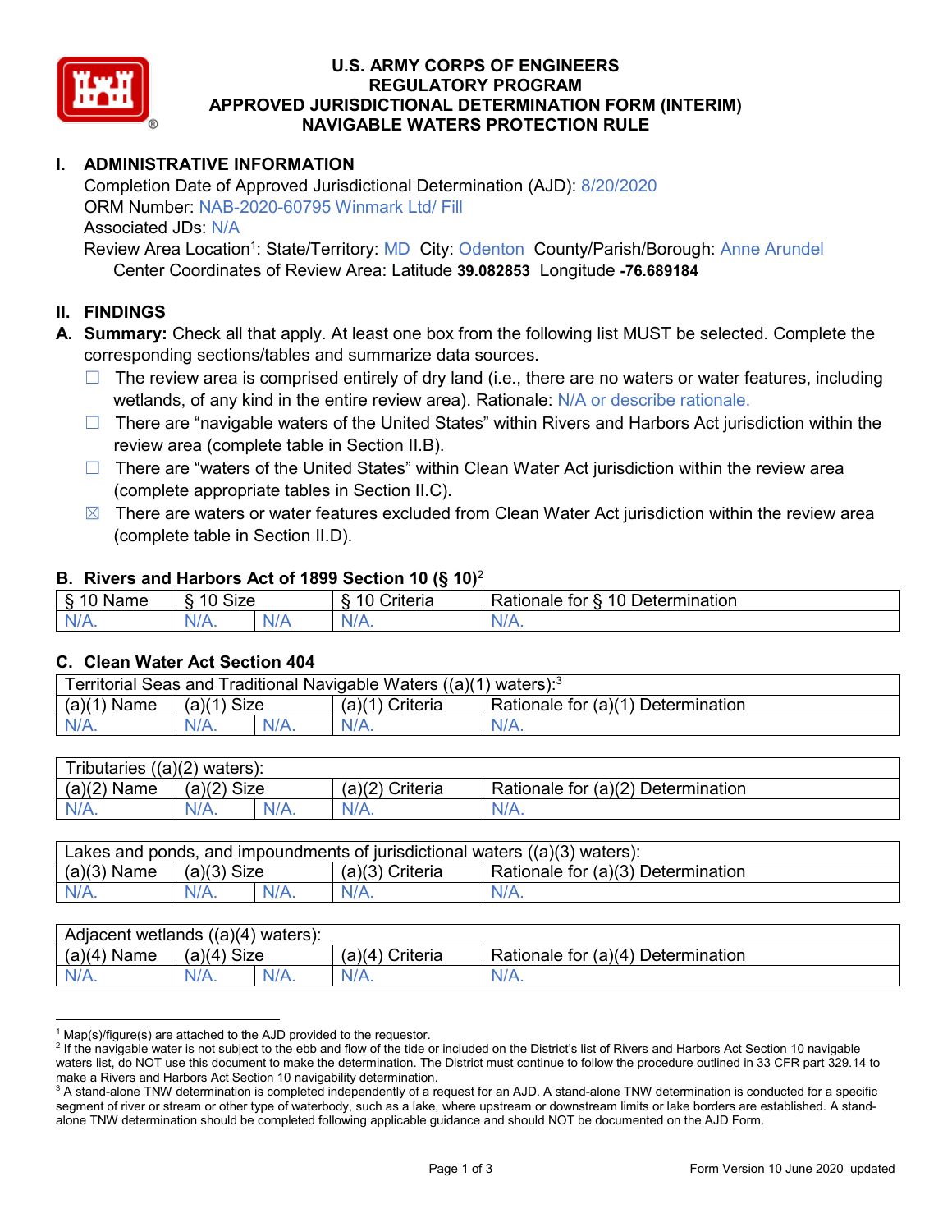# U.S. ARMY CORPS OF ENGINEERS
# REGULATORY PROGRAM
# APPROVED JURISDICTIONAL DETERMINATION FORM (INTERIM)
# NAVIGABLE WATERS PROTECTION RULE

## I. ADMINISTRATIVE INFORMATION

Completion Date of Approved Jurisdictional Determination (AJD): 8/20/2020
ORM Number: NAB-2020-60795 Winmark Ltd/ Fill
Associated JDs: N/A
Review Area Location[1]: State/Territory: MD City: Odenton County/Parish/Borough: Anne Arundel
Center Coordinates of Review Area: Latitude **39.082853** Longitude **-76.689184**

## II. FINDINGS

**A. Summary:** Check all that apply. At least one box from the following list MUST be selected. Complete the corresponding sections/tables and summarize data sources.

- ☐ The review area is comprised entirely of dry land (i.e., there are no waters or water features, including wetlands, of any kind in the entire review area). Rationale: N/A or describe rationale.
- ☐ There are "navigable waters of the United States" within Rivers and Harbors Act jurisdiction within the review area (complete table in Section II.B).
- ☐ There are "waters of the United States" within Clean Water Act jurisdiction within the review area (complete appropriate tables in Section II.C).
- ☒ There are waters or water features excluded from Clean Water Act jurisdiction within the review area (complete table in Section II.D).

### B. Rivers and Harbors Act of 1899 Section 10 (§ 10)[2]

| § 10 Name | § 10 Size | | § 10 Criteria | Rationale for § 10 Determination |
|---|---|---|---|---|
| N/A. | N/A. | N/A | N/A. | N/A. |

### C. Clean Water Act Section 404

| Territorial Seas and Traditional Navigable Waters ((a)(1) waters):[3] | | | | |
|---|---|---|---|---|
| (a)(1) Name | (a)(1) Size | | (a)(1) Criteria | Rationale for (a)(1) Determination |
| N/A. | N/A. | N/A. | N/A. | N/A. |

| Tributaries ((a)(2) waters): | | | | |
|---|---|---|---|---|
| (a)(2) Name | (a)(2) Size | | (a)(2) Criteria | Rationale for (a)(2) Determination |
| N/A. | N/A. | N/A. | N/A. | N/A. |

| Lakes and ponds, and impoundments of jurisdictional waters ((a)(3) waters): | | | | |
|---|---|---|---|---|
| (a)(3) Name | (a)(3) Size | | (a)(3) Criteria | Rationale for (a)(3) Determination |
| N/A. | N/A. | N/A. | N/A. | N/A. |

| Adjacent wetlands ((a)(4) waters): | | | | |
|---|---|---|---|---|
| (a)(4) Name | (a)(4) Size | | (a)(4) Criteria | Rationale for (a)(4) Determination |
| N/A. | N/A. | N/A. | N/A. | N/A. |

---

[1] Map(s)/figure(s) are attached to the AJD provided to the requestor.
[2] If the navigable water is not subject to the ebb and flow of the tide or included on the District's list of Rivers and Harbors Act Section 10 navigable waters list, do NOT use this document to make the determination. The District must continue to follow the procedure outlined in 33 CFR part 329.14 to make a Rivers and Harbors Act Section 10 navigability determination.
[3] A stand-alone TNW determination is completed independently of a request for an AJD. A stand-alone TNW determination is conducted for a specific segment of river or stream or other type of waterbody, such as a lake, where upstream or downstream limits or lake borders are established. A stand-alone TNW determination should be completed following applicable guidance and should NOT be documented on the AJD Form.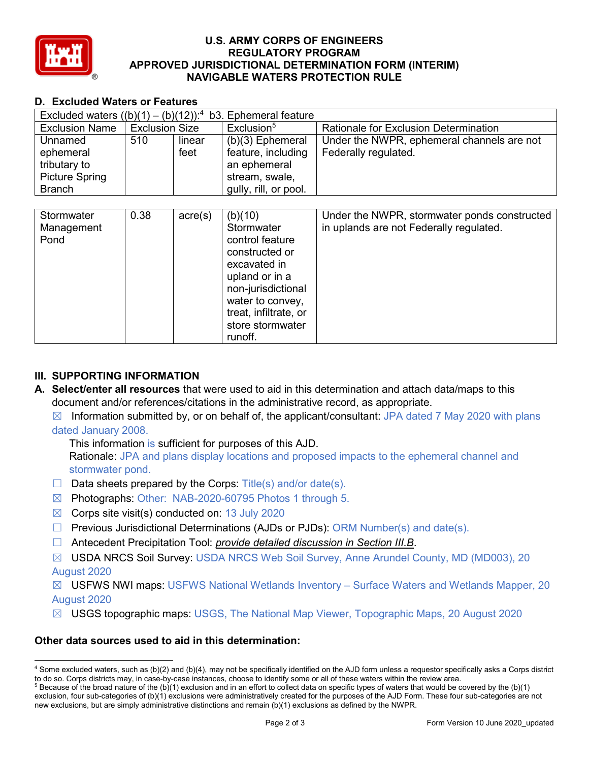### D. Excluded Waters or Features

| Excluded waters ((b)(1) – (b)(12)):[4] b3. Ephemeral feature | | | | |
|---|---|---|---|---|
| Exclusion Name | Exclusion Size | | Exclusion[5] | Rationale for Exclusion Determination |
| Unnamed ephemeral tributary to Picture Spring Branch | 510 | linear feet | (b)(3) Ephemeral feature, including an ephemeral stream, swale, gully, rill, or pool. | Under the NWPR, ephemeral channels are not Federally regulated. |
| Stormwater Management Pond | 0.38 | acre(s) | (b)(10) Stormwater control feature constructed or excavated in upland or in a non-jurisdictional water to convey, treat, infiltrate, or store stormwater runoff. | Under the NWPR, stormwater ponds constructed in uplands are not Federally regulated. |

## III. SUPPORTING INFORMATION

**A. Select/enter all resources** that were used to aid in this determination and attach data/maps to this document and/or references/citations in the administrative record, as appropriate.

☒ Information submitted by, or on behalf of, the applicant/consultant: JPA dated 7 May 2020 with plans dated January 2008.

This information is sufficient for purposes of this AJD.
Rationale: JPA and plans display locations and proposed impacts to the ephemeral channel and stormwater pond.

☐ Data sheets prepared by the Corps: Title(s) and/or date(s).

☒ Photographs: Other: NAB-2020-60795 Photos 1 through 5.

☒ Corps site visit(s) conducted on: 13 July 2020

☐ Previous Jurisdictional Determinations (AJDs or PJDs): ORM Number(s) and date(s).

☐ Antecedent Precipitation Tool: *provide detailed discussion in Section III.B*.

☒ USDA NRCS Soil Survey: USDA NRCS Web Soil Survey, Anne Arundel County, MD (MD003), 20 August 2020

☒ USFWS NWI maps: USFWS National Wetlands Inventory – Surface Waters and Wetlands Mapper, 20 August 2020

☒ USGS topographic maps: USGS, The National Map Viewer, Topographic Maps, 20 August 2020

**Other data sources used to aid in this determination:**

---

[4] Some excluded waters, such as (b)(2) and (b)(4), may not be specifically identified on the AJD form unless a requestor specifically asks a Corps district to do so. Corps districts may, in case-by-case instances, choose to identify some or all of these waters within the review area.

[5] Because of the broad nature of the (b)(1) exclusion and in an effort to collect data on specific types of waters that would be covered by the (b)(1) exclusion, four sub-categories of (b)(1) exclusions were administratively created for the purposes of the AJD Form. These four sub-categories are not new exclusions, but are simply administrative distinctions and remain (b)(1) exclusions as defined by the NWPR.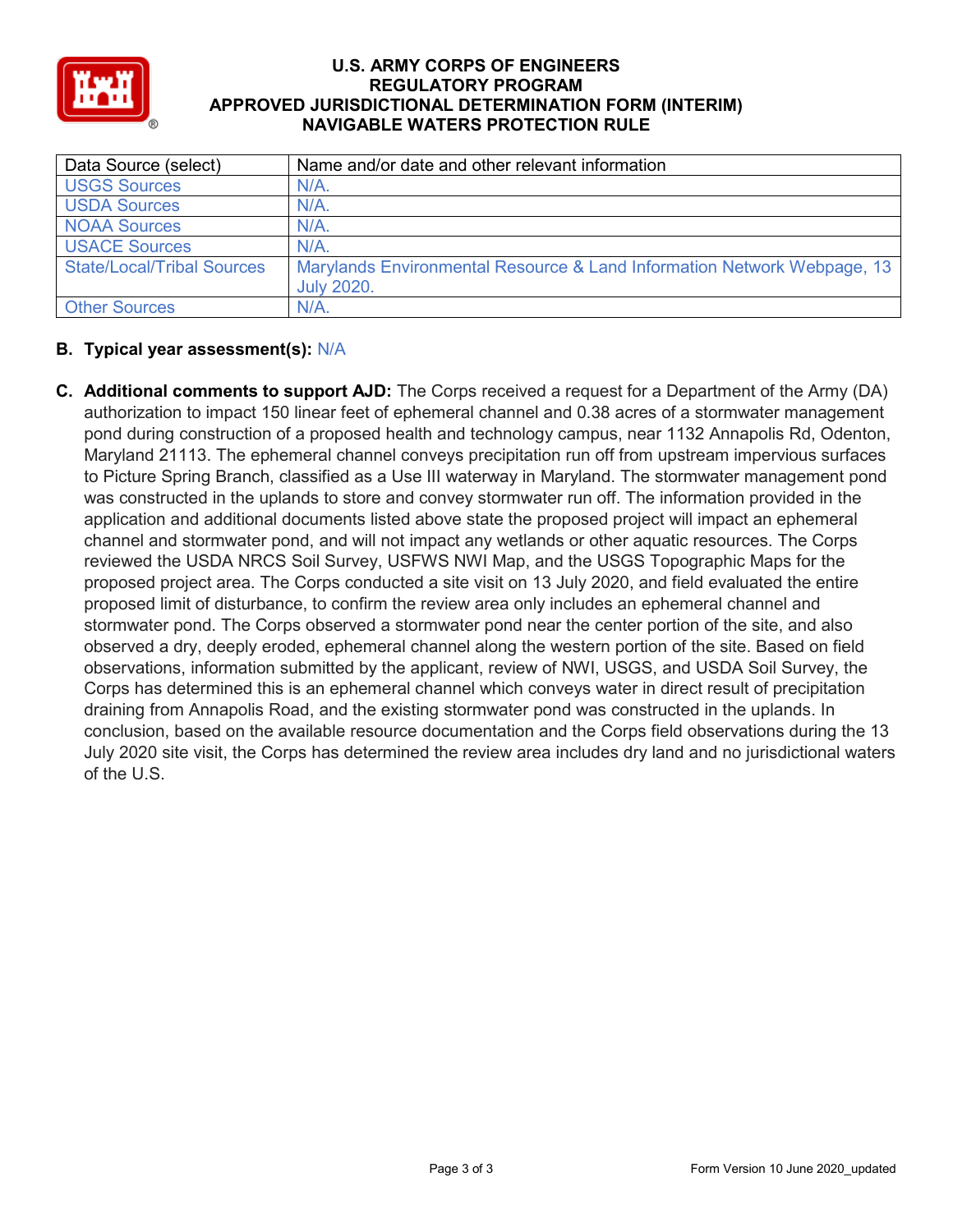# U.S. ARMY CORPS OF ENGINEERS
# REGULATORY PROGRAM
# APPROVED JURISDICTIONAL DETERMINATION FORM (INTERIM)
# NAVIGABLE WATERS PROTECTION RULE

| Data Source (select) | Name and/or date and other relevant information |
|---|---|
| USGS Sources | N/A. |
| USDA Sources | N/A. |
| NOAA Sources | N/A. |
| USACE Sources | N/A. |
| State/Local/Tribal Sources | Marylands Environmental Resource & Land Information Network Webpage, 13 July 2020. |
| Other Sources | N/A. |

**B. Typical year assessment(s):** N/A

**C. Additional comments to support AJD:** The Corps received a request for a Department of the Army (DA) authorization to impact 150 linear feet of ephemeral channel and 0.38 acres of a stormwater management pond during construction of a proposed health and technology campus, near 1132 Annapolis Rd, Odenton, Maryland 21113. The ephemeral channel conveys precipitation run off from upstream impervious surfaces to Picture Spring Branch, classified as a Use III waterway in Maryland. The stormwater management pond was constructed in the uplands to store and convey stormwater run off. The information provided in the application and additional documents listed above state the proposed project will impact an ephemeral channel and stormwater pond, and will not impact any wetlands or other aquatic resources. The Corps reviewed the USDA NRCS Soil Survey, USFWS NWI Map, and the USGS Topographic Maps for the proposed project area. The Corps conducted a site visit on 13 July 2020, and field evaluated the entire proposed limit of disturbance, to confirm the review area only includes an ephemeral channel and stormwater pond. The Corps observed a stormwater pond near the center portion of the site, and also observed a dry, deeply eroded, ephemeral channel along the western portion of the site. Based on field observations, information submitted by the applicant, review of NWI, USGS, and USDA Soil Survey, the Corps has determined this is an ephemeral channel which conveys water in direct result of precipitation draining from Annapolis Road, and the existing stormwater pond was constructed in the uplands. In conclusion, based on the available resource documentation and the Corps field observations during the 13 July 2020 site visit, the Corps has determined the review area includes dry land and no jurisdictional waters of the U.S.